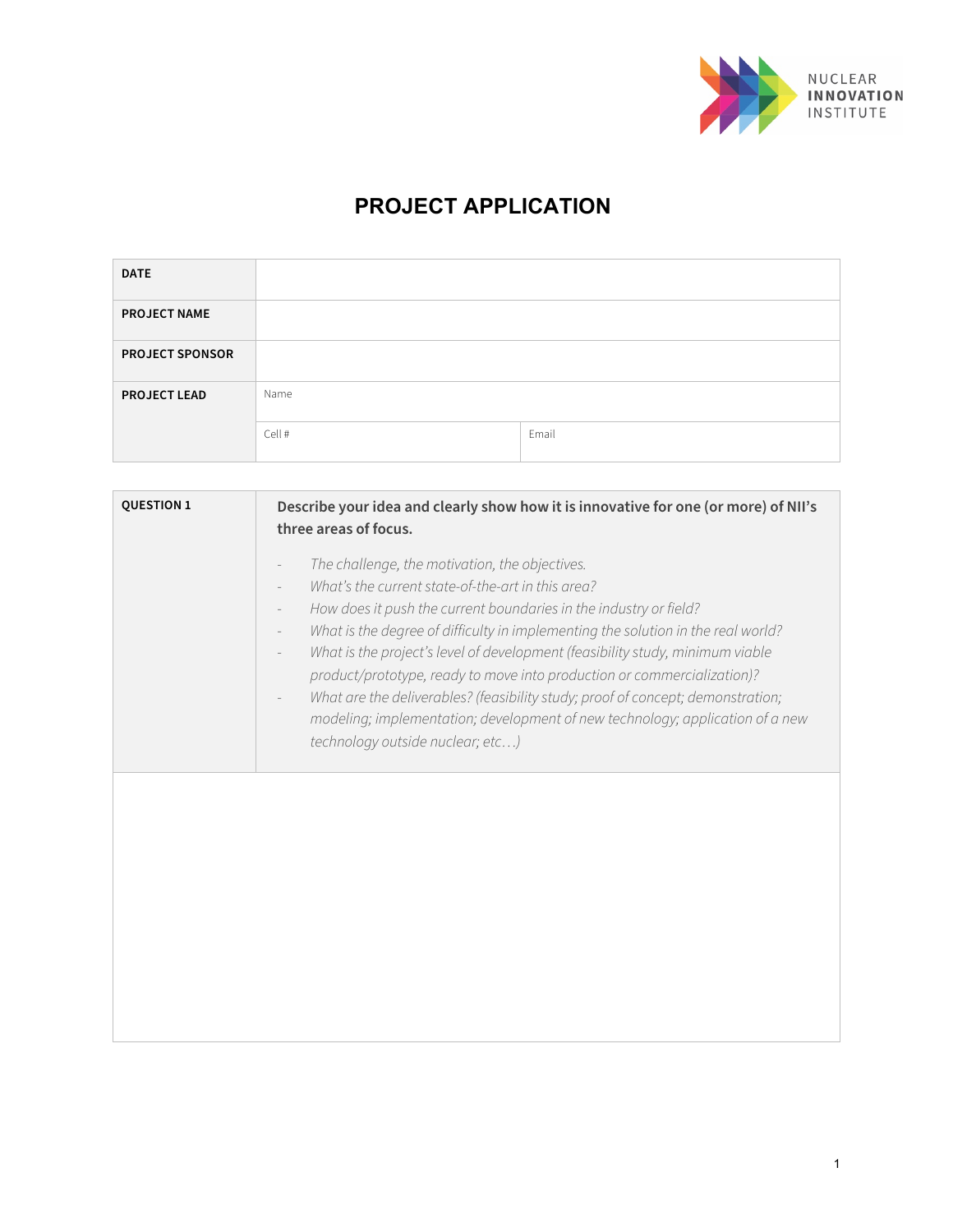NUCLEAR **INNOVATION** INSTITUTE

# PROJECT APPLICATION

| | | |
|---|---|---|
| **DATE** | | |
| **PROJECT NAME** | | |
| **PROJECT SPONSOR** | | |
| **PROJECT LEAD** | Name | |
| | Cell # | Email |

| | |
|---|---|
| **QUESTION 1** | **Describe your idea and clearly show how it is innovative for one (or more) of NII's three areas of focus.** |

- *The challenge, the motivation, the objectives.*
- *What's the current state-of-the-art in this area?*
- *How does it push the current boundaries in the industry or field?*
- *What is the degree of difficulty in implementing the solution in the real world?*
- *What is the project's level of development (feasibility study, minimum viable product/prototype, ready to move into production or commercialization)?*
- *What are the deliverables? (feasibility study; proof of concept; demonstration; modeling; implementation; development of new technology; application of a new technology outside nuclear; etc…)*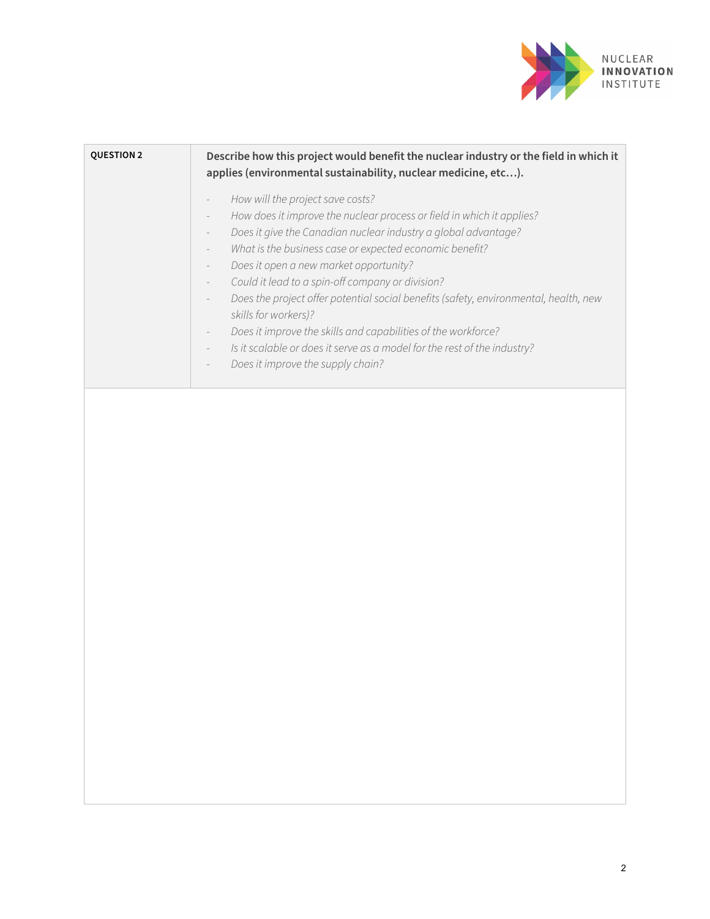| QUESTION 2 | Describe how this project would benefit the nuclear industry or the field in which it applies (environmental sustainability, nuclear medicine, etc…). |
| --- | --- |
| | - *How will the project save costs?*<br>- *How does it improve the nuclear process or field in which it applies?*<br>- *Does it give the Canadian nuclear industry a global advantage?*<br>- *What is the business case or expected economic benefit?*<br>- *Does it open a new market opportunity?*<br>- *Could it lead to a spin-off company or division?*<br>- *Does the project offer potential social benefits (safety, environmental, health, new skills for workers)?*<br>- *Does it improve the skills and capabilities of the workforce?*<br>- *Is it scalable or does it serve as a model for the rest of the industry?*<br>- *Does it improve the supply chain?* |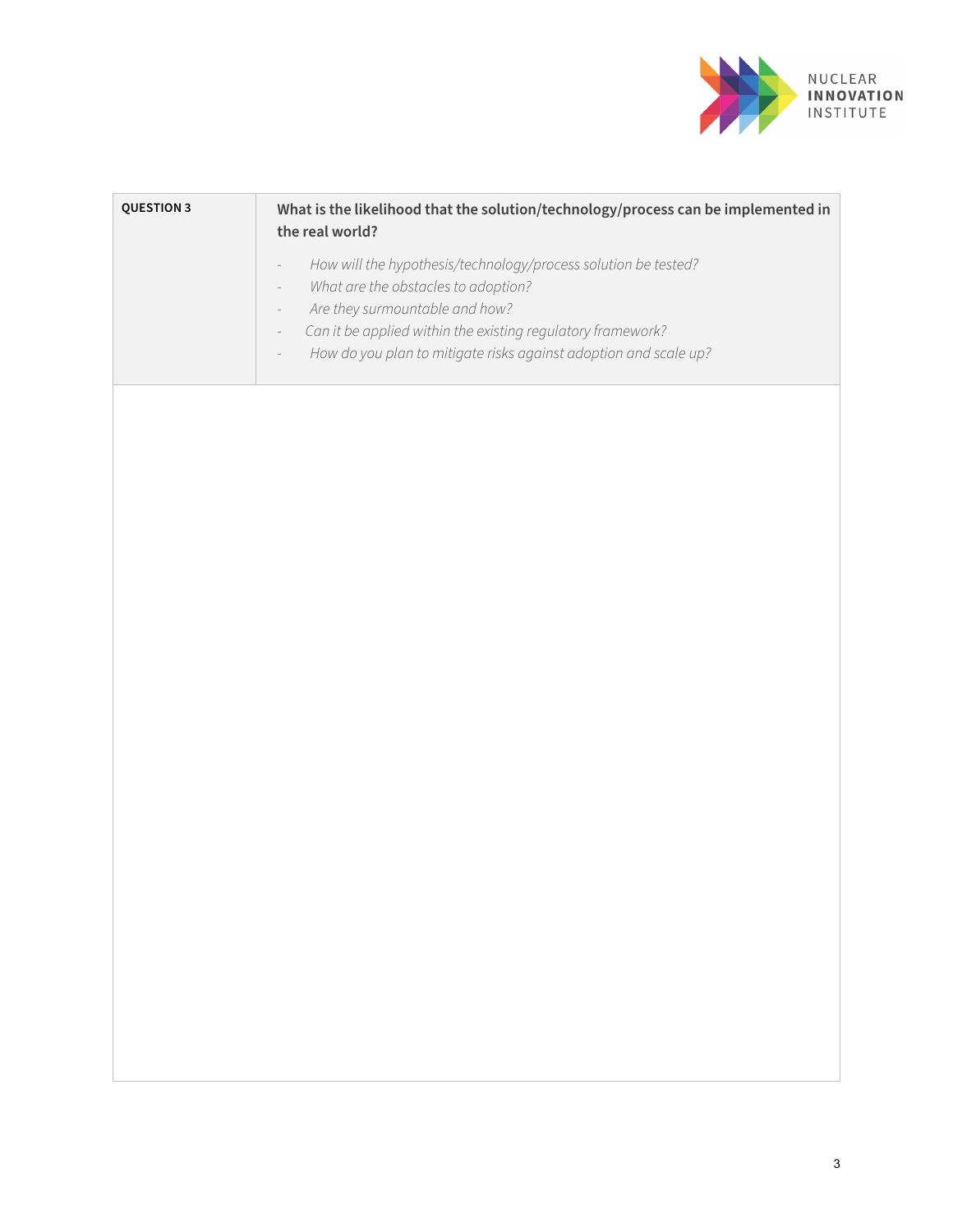| QUESTION 3 | What is the likelihood that the solution/technology/process can be implemented in the real world?<br><br>- *How will the hypothesis/technology/process solution be tested?*<br>- *What are the obstacles to adoption?*<br>- *Are they surmountable and how?*<br>- *Can it be applied within the existing regulatory framework?*<br>- *How do you plan to mitigate risks against adoption and scale up?* |
|---|---|
| | |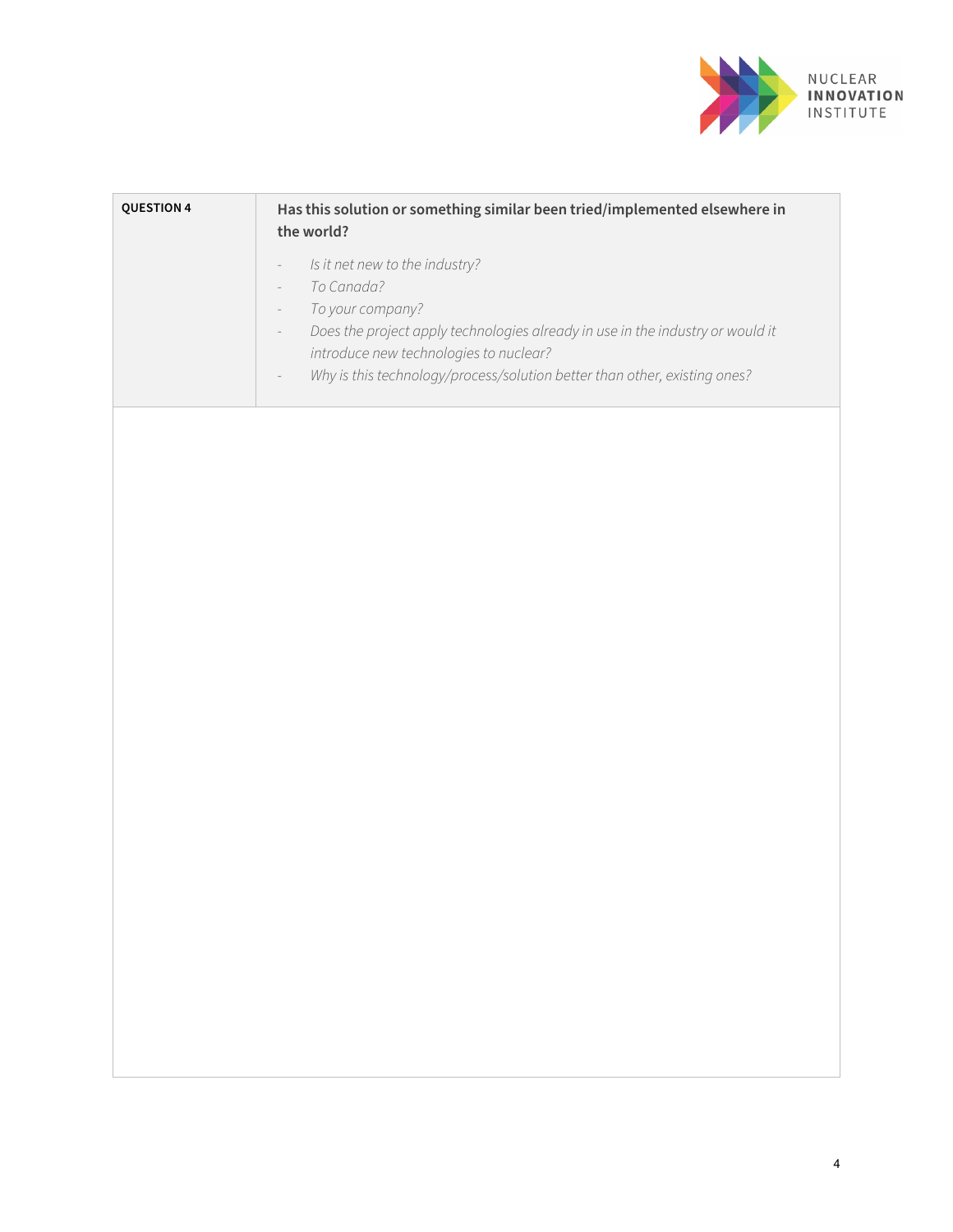| QUESTION 4 | Has this solution or something similar been tried/implemented elsewhere in the world? <br><br> - *Is it net new to the industry?* <br> - *To Canada?* <br> - *To your company?* <br> - *Does the project apply technologies already in use in the industry or would it introduce new technologies to nuclear?* <br> - *Why is this technology/process/solution better than other, existing ones?* |
|---|---|
| | |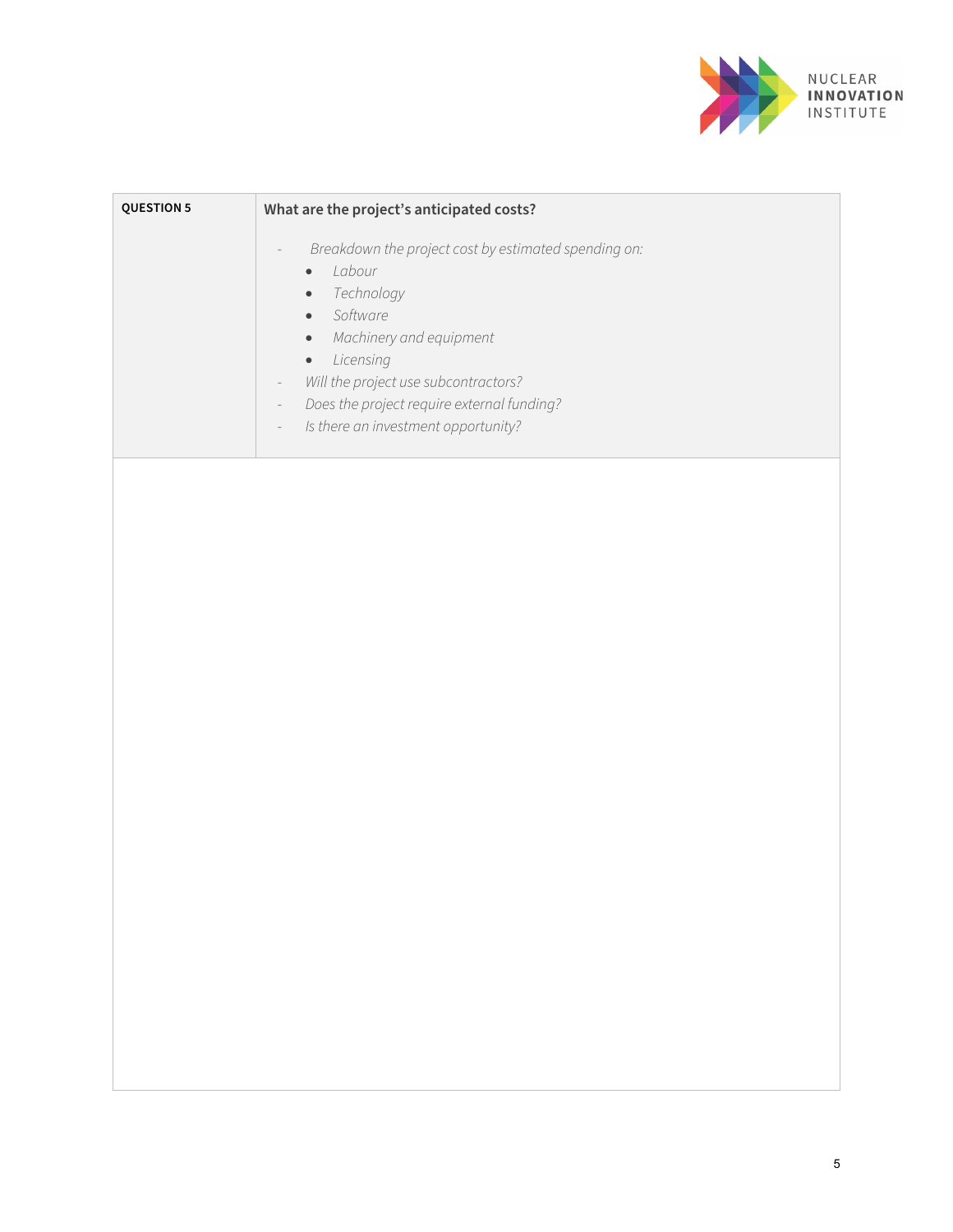| QUESTION 5 | What are the project's anticipated costs? |
|---|---|
| | - *Breakdown the project cost by estimated spending on:*<br>  - *Labour*<br>  - *Technology*<br>  - *Software*<br>  - *Machinery and equipment*<br>  - *Licensing*<br>- *Will the project use subcontractors?*<br>- *Does the project require external funding?*<br>- *Is there an investment opportunity?* |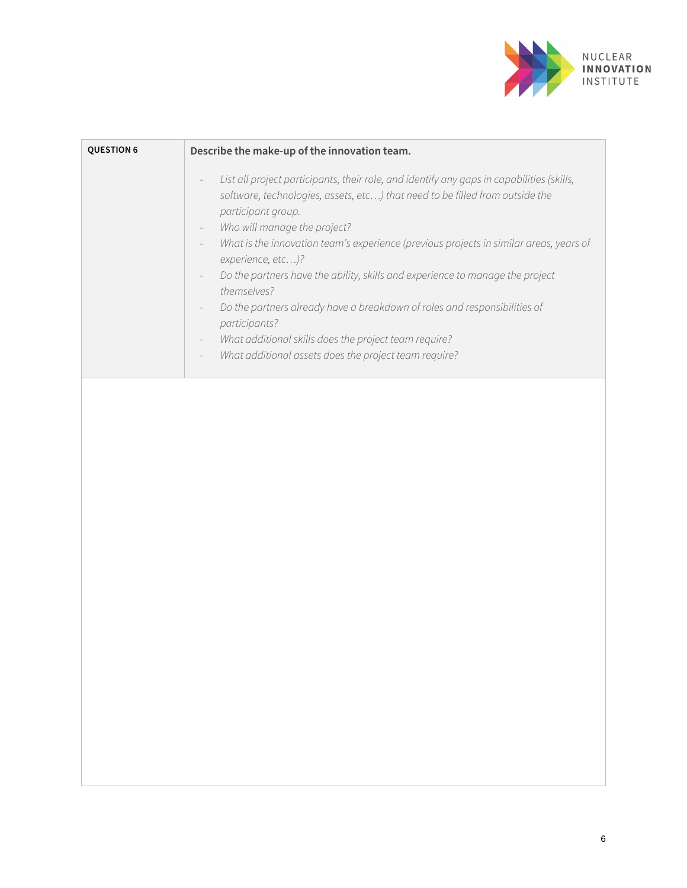| QUESTION 6 | Describe the make-up of the innovation team. |
| --- | --- |
| | - *List all project participants, their role, and identify any gaps in capabilities (skills, software, technologies, assets, etc…) that need to be filled from outside the participant group.*<br>- *Who will manage the project?*<br>- *What is the innovation team's experience (previous projects in similar areas, years of experience, etc…)?*<br>- *Do the partners have the ability, skills and experience to manage the project themselves?*<br>- *Do the partners already have a breakdown of roles and responsibilities of participants?*<br>- *What additional skills does the project team require?*<br>- *What additional assets does the project team require?* |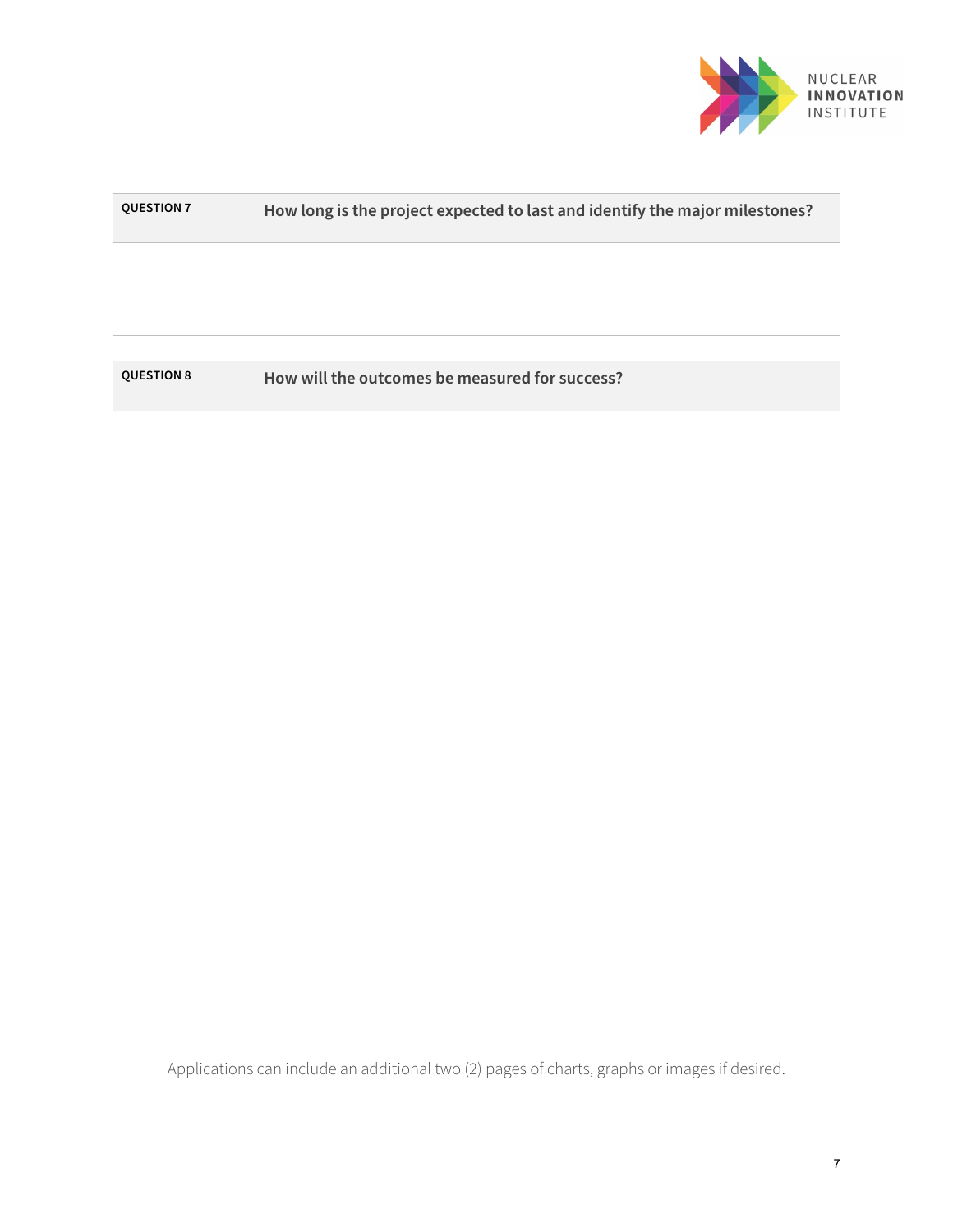| QUESTION 7 | How long is the project expected to last and identify the major milestones? |
| --- | --- |
| | |

| QUESTION 8 | How will the outcomes be measured for success? |
| --- | --- |
| | |

Applications can include an additional two (2) pages of charts, graphs or images if desired.